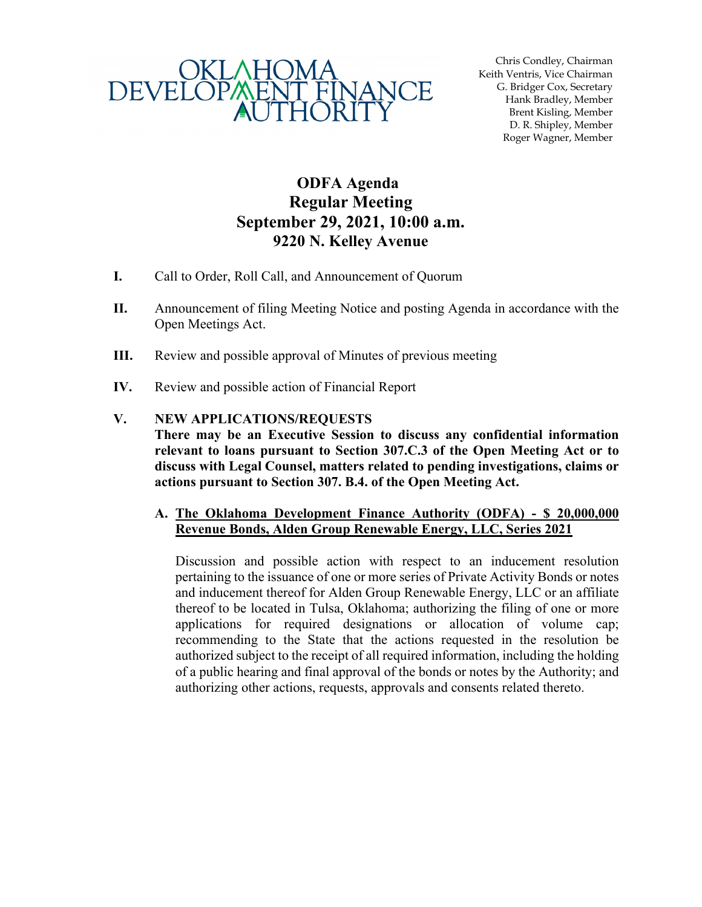OKLAHOMA DEVELOPMENT FINANCE AUTHORITY

Chris Condley, Chairman
Keith Ventris, Vice Chairman
G. Bridger Cox, Secretary
Hank Bradley, Member
Brent Kisling, Member
D. R. Shipley, Member
Roger Wagner, Member

# ODFA Agenda
## Regular Meeting
## September 29, 2021, 10:00 a.m.
## 9220 N. Kelley Avenue

**I.** Call to Order, Roll Call, and Announcement of Quorum

**II.** Announcement of filing Meeting Notice and posting Agenda in accordance with the Open Meetings Act.

**III.** Review and possible approval of Minutes of previous meeting

**IV.** Review and possible action of Financial Report

**V. NEW APPLICATIONS/REQUESTS**
**There may be an Executive Session to discuss any confidential information relevant to loans pursuant to Section 307.C.3 of the Open Meeting Act or to discuss with Legal Counsel, matters related to pending investigations, claims or actions pursuant to Section 307. B.4. of the Open Meeting Act.**

**A. The Oklahoma Development Finance Authority (ODFA) - $ 20,000,000 Revenue Bonds, Alden Group Renewable Energy, LLC, Series 2021**

Discussion and possible action with respect to an inducement resolution pertaining to the issuance of one or more series of Private Activity Bonds or notes and inducement thereof for Alden Group Renewable Energy, LLC or an affiliate thereof to be located in Tulsa, Oklahoma; authorizing the filing of one or more applications for required designations or allocation of volume cap; recommending to the State that the actions requested in the resolution be authorized subject to the receipt of all required information, including the holding of a public hearing and final approval of the bonds or notes by the Authority; and authorizing other actions, requests, approvals and consents related thereto.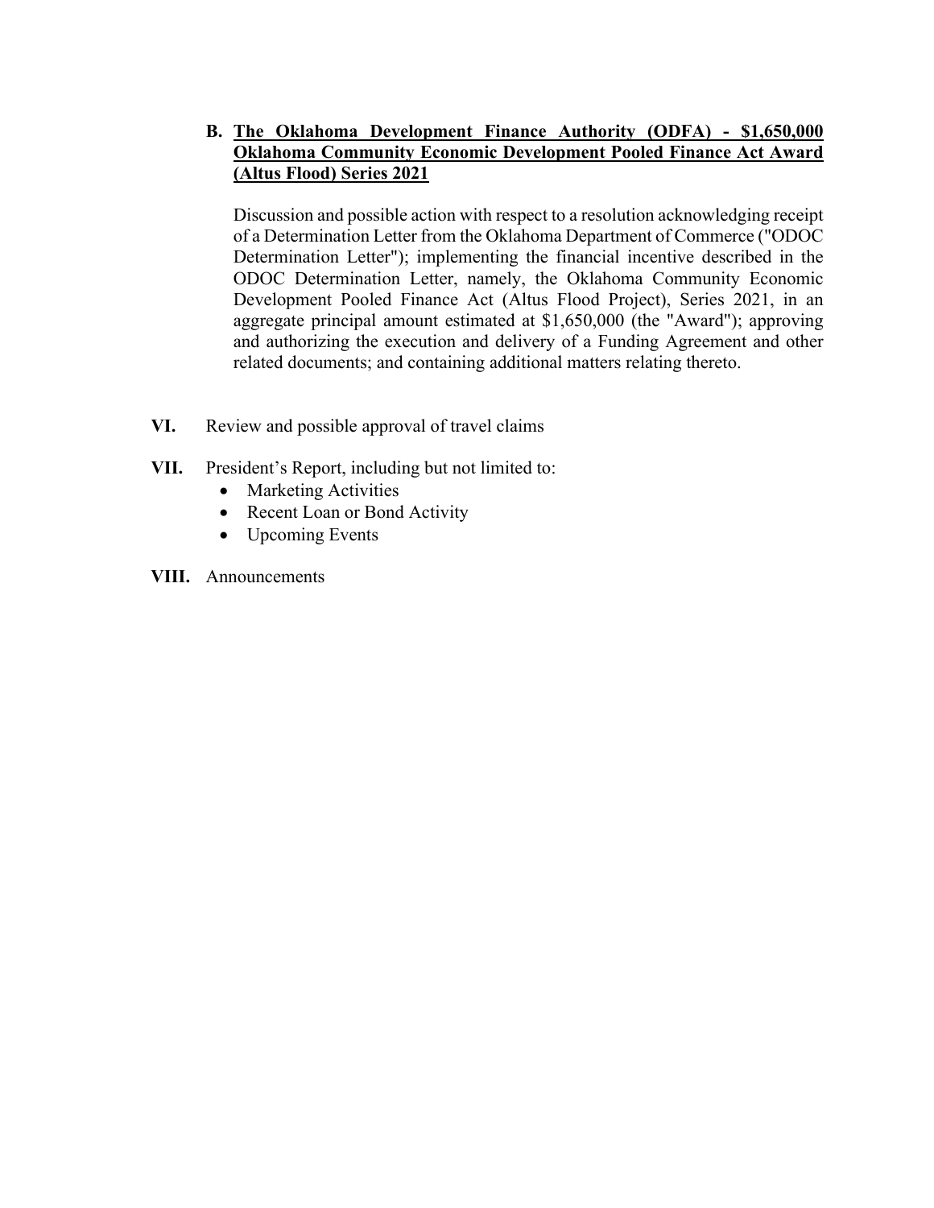**B. <u>The Oklahoma Development Finance Authority (ODFA) - $1,650,000 Oklahoma Community Economic Development Pooled Finance Act Award (Altus Flood) Series 2021</u>**

Discussion and possible action with respect to a resolution acknowledging receipt of a Determination Letter from the Oklahoma Department of Commerce ("ODOC Determination Letter"); implementing the financial incentive described in the ODOC Determination Letter, namely, the Oklahoma Community Economic Development Pooled Finance Act (Altus Flood Project), Series 2021, in an aggregate principal amount estimated at $1,650,000 (the "Award"); approving and authorizing the execution and delivery of a Funding Agreement and other related documents; and containing additional matters relating thereto.

**VI.** Review and possible approval of travel claims

**VII.** President's Report, including but not limited to:

- Marketing Activities
- Recent Loan or Bond Activity
- Upcoming Events

**VIII.** Announcements